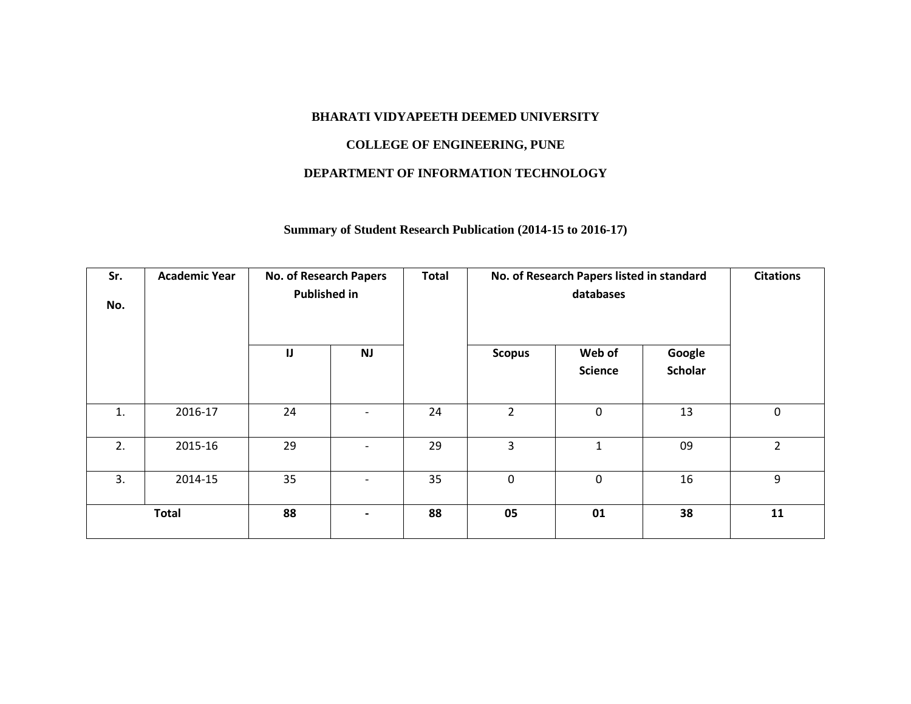**BHARATI VIDYAPEETH DEEMED UNIVERSITY**

**COLLEGE OF ENGINEERING, PUNE**

**DEPARTMENT OF INFORMATION TECHNOLOGY**

**Summary of Student Research Publication (2014-15 to 2016-17)**

| Sr. No. | Academic Year | No. of Research Papers Published in | | Total | No. of Research Papers listed in standard databases | | | Citations |
|---|---|---|---|---|---|---|---|---|
| | | IJ | NJ | | Scopus | Web of Science | Google Scholar | |
| 1. | 2016-17 | 24 | - | 24 | 2 | 0 | 13 | 0 |
| 2. | 2015-16 | 29 | - | 29 | 3 | 1 | 09 | 2 |
| 3. | 2014-15 | 35 | - | 35 | 0 | 0 | 16 | 9 |
| **Total** | | **88** | **-** | **88** | **05** | **01** | **38** | **11** |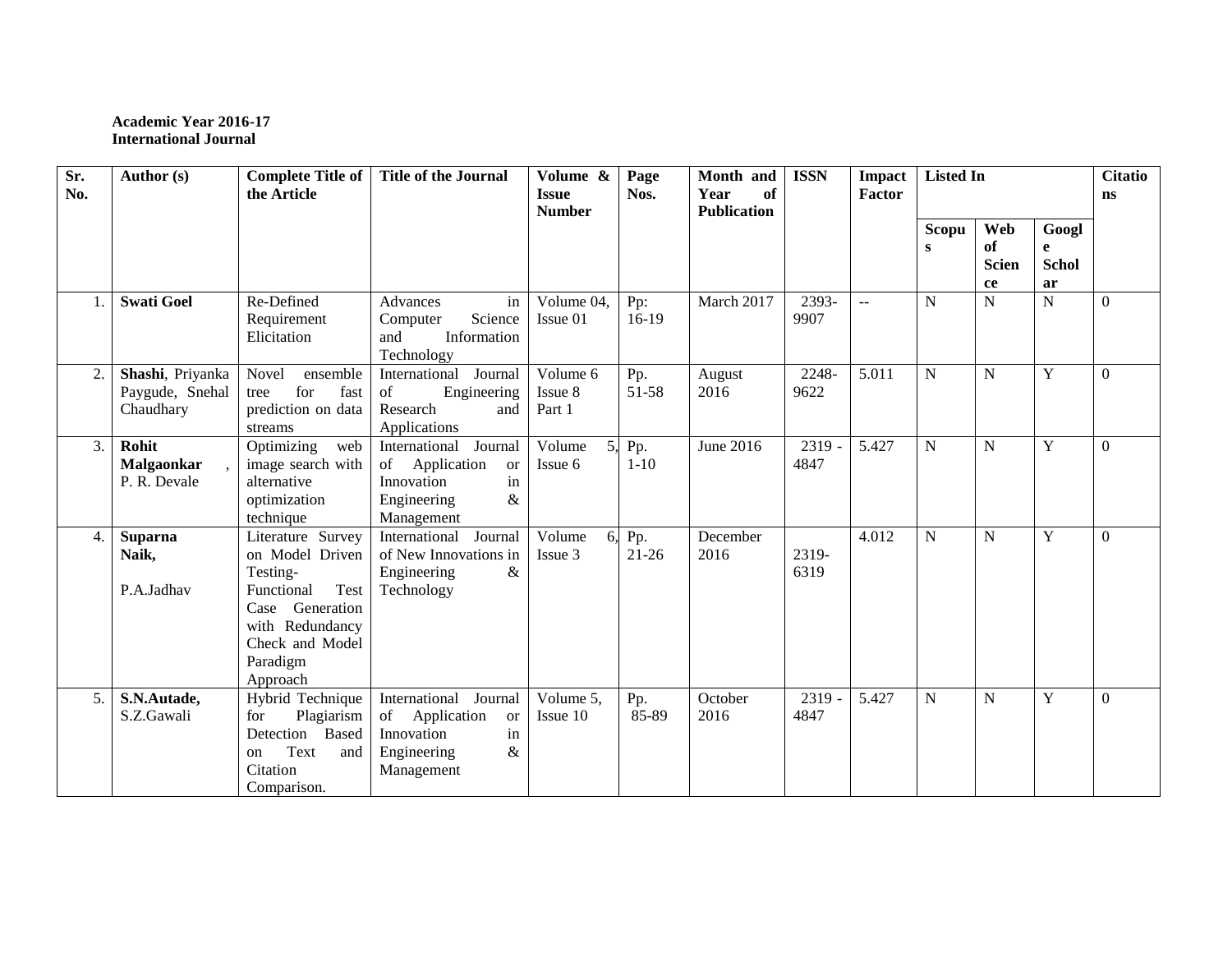**Academic Year 2016-17**
**International Journal**

| Sr. No. | Author (s) | Complete Title of the Article | Title of the Journal | Volume & Issue Number | Page Nos. | Month and Year of Publication | ISSN | Impact Factor | Listed In | | | Citations |
|---|---|---|---|---|---|---|---|---|---|---|---|---|
| | | | | | | | | | Scopus | Web of Science | Google Scholar | |
| 1. | **Swati Goel** | Re-Defined Requirement Elicitation | Advances in Computer Science and Information Technology | Volume 04, Issue 01 | Pp: 16-19 | March 2017 | 2393-9907 | -- | N | N | N | 0 |
| 2. | **Shashi**, Priyanka Paygude, Snehal Chaudhary | Novel ensemble tree for fast prediction on data streams | International Journal of Engineering Research and Applications | Volume 6 Issue 8 Part 1 | Pp. 51-58 | August 2016 | 2248-9622 | 5.011 | N | N | Y | 0 |
| 3. | **Rohit Malgaonkar** , P. R. Devale | Optimizing web image search with alternative optimization technique | International Journal of Application or Innovation in Engineering & Management | Volume 5, Issue 6 | Pp. 1-10 | June 2016 | 2319 - 4847 | 5.427 | N | N | Y | 0 |
| 4. | **Suparna Naik,** P.A.Jadhav | Literature Survey on Model Driven Testing- Functional Test Case Generation with Redundancy Check and Model Paradigm Approach | International Journal of New Innovations in Engineering & Technology | Volume 6, Issue 3 | Pp. 21-26 | December 2016 | 2319-6319 | 4.012 | N | N | Y | 0 |
| 5. | **S.N.Autade,** S.Z.Gawali | Hybrid Technique for Plagiarism Detection Based on Text and Citation Comparison. | International Journal of Application or Innovation in Engineering & Management | Volume 5, Issue 10 | Pp. 85-89 | October 2016 | 2319 - 4847 | 5.427 | N | N | Y | 0 |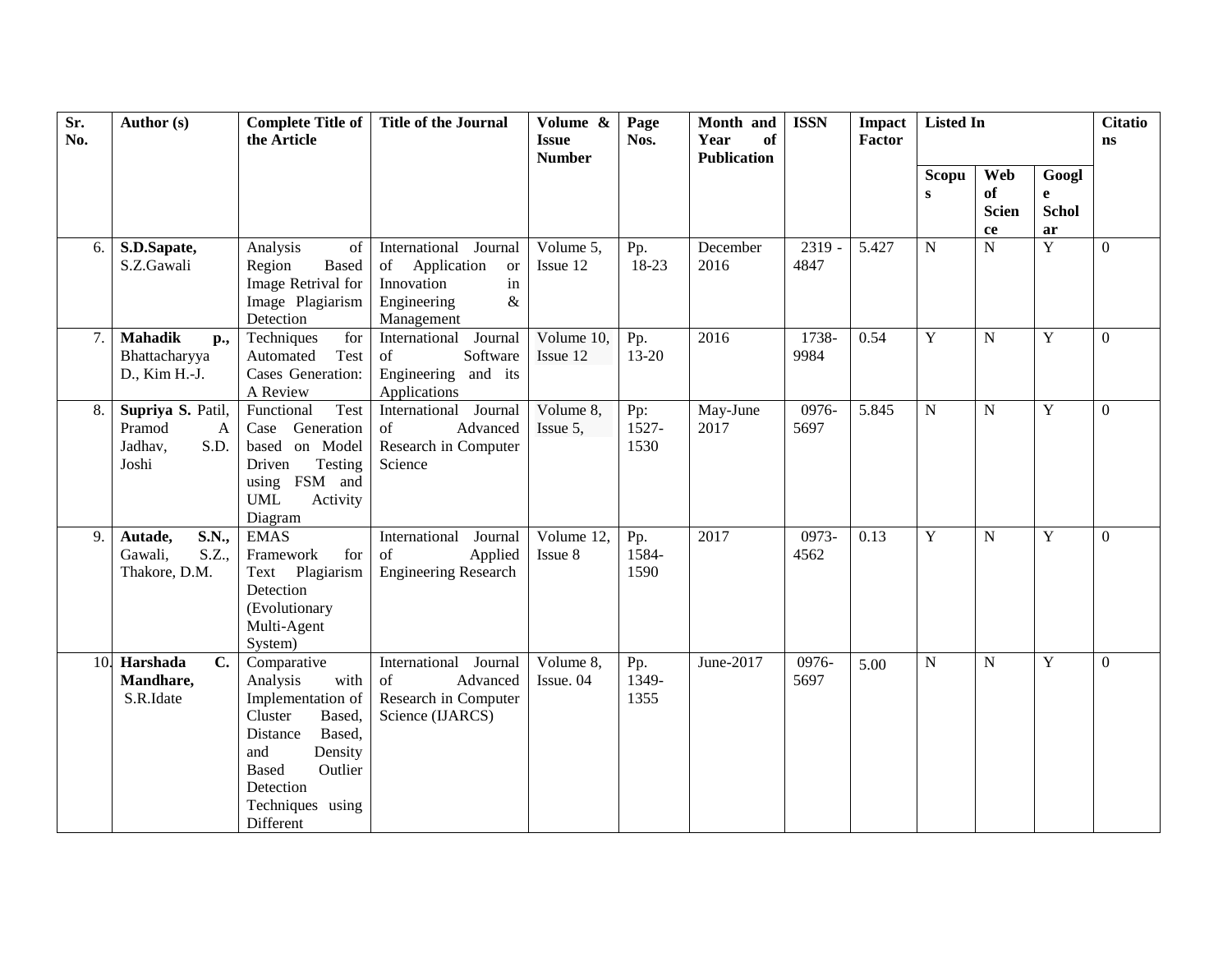| Sr. No. | Author (s) | Complete Title of the Article | Title of the Journal | Volume & Issue Number | Page Nos. | Month and Year of Publication | ISSN | Impact Factor | Listed In | | | Citations |
|---|---|---|---|---|---|---|---|---|---|---|---|---|
| | | | | | | | | | Scopus | Web of Science | Google Scholar | |
| 6. | **S.D.Sapate,** S.Z.Gawali | Analysis of Region Based Image Retrival for Image Plagiarism Detection | International Journal of Application or Innovation in Engineering & Management | Volume 5, Issue 12 | Pp. 18-23 | December 2016 | 2319 - 4847 | 5.427 | N | N | Y | 0 |
| 7. | **Mahadik p.,** Bhattacharyya D., Kim H.-J. | Techniques for Automated Test Cases Generation: A Review | International Journal of Software Engineering and its Applications | Volume 10, Issue 12 | Pp. 13-20 | 2016 | 1738-9984 | 0.54 | Y | N | Y | 0 |
| 8. | **Supriya S.** Patil, Pramod A Jadhav, S.D. Joshi | Functional Test Case Generation based on Model Driven Testing using FSM and UML Activity Diagram | International Journal of Advanced Research in Computer Science | Volume 8, Issue 5, | Pp: 1527-1530 | May-June 2017 | 0976-5697 | 5.845 | N | N | Y | 0 |
| 9. | **Autade, S.N.,** Gawali, S.Z., Thakore, D.M. | EMAS Framework for Text Plagiarism Detection (Evolutionary Multi-Agent System) | International Journal of Applied Engineering Research | Volume 12, Issue 8 | Pp. 1584-1590 | 2017 | 0973-4562 | 0.13 | Y | N | Y | 0 |
| 10. | **Harshada C. Mandhare,** S.R.Idate | Comparative Analysis with Implementation of Cluster Based, Distance Based, and Density Based Outlier Detection Techniques using Different | International Journal of Advanced Research in Computer Science (IJARCS) | Volume 8, Issue. 04 | Pp. 1349-1355 | June-2017 | 0976-5697 | 5.00 | N | N | Y | 0 |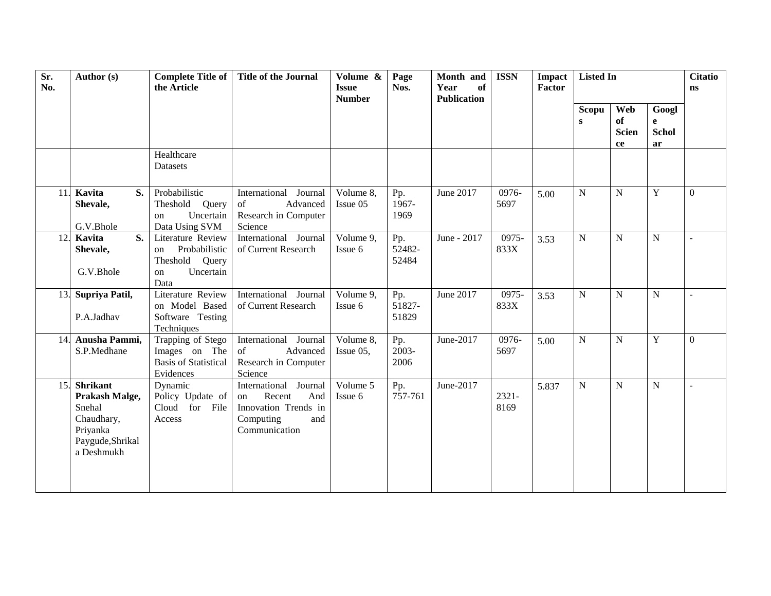| Sr. No. | Author (s) | Complete Title of the Article | Title of the Journal | Volume & Issue Number | Page Nos. | Month and Year of Publication | ISSN | Impact Factor | Listed In | | | Citations |
|---|---|---|---|---|---|---|---|---|---|---|---|---|
| | | | | | | | | | Scopus | Web of Science | Google Scholar | |
| | | Healthcare Datasets | | | | | | | | | | |
| 11. | **Kavita S. Shevale,** G.V.Bhole | Probabilistic Theshold Query on Uncertain Data Using SVM | International Journal of Advanced Research in Computer Science | Volume 8, Issue 05 | Pp. 1967-1969 | June 2017 | 0976-5697 | 5.00 | N | N | Y | 0 |
| 12. | **Kavita S. Shevale,** G.V.Bhole | Literature Review on Probabilistic Theshold Query on Uncertain Data | International Journal of Current Research | Volume 9, Issue 6 | Pp. 52482-52484 | June - 2017 | 0975-833X | 3.53 | N | N | N | - |
| 13. | **Supriya Patil,** P.A.Jadhav | Literature Review on Model Based Software Testing Techniques | International Journal of Current Research | Volume 9, Issue 6 | Pp. 51827-51829 | June 2017 | 0975-833X | 3.53 | N | N | N | - |
| 14. | **Anusha Pammi,** S.P.Medhane | Trapping of Stego Images on The Basis of Statistical Evidences | International Journal of Advanced Research in Computer Science | Volume 8, Issue 05, | Pp. 2003-2006 | June-2017 | 0976-5697 | 5.00 | N | N | Y | 0 |
| 15. | **Shrikant Prakash Malge,** Snehal Chaudhary, Priyanka Paygude, Shrikala Deshmukh | Dynamic Policy Update of Cloud for File Access | International Journal on Recent And Innovation Trends in Computing and Communication | Volume 5 Issue 6 | Pp. 757-761 | June-2017 | 2321-8169 | 5.837 | N | N | N | - |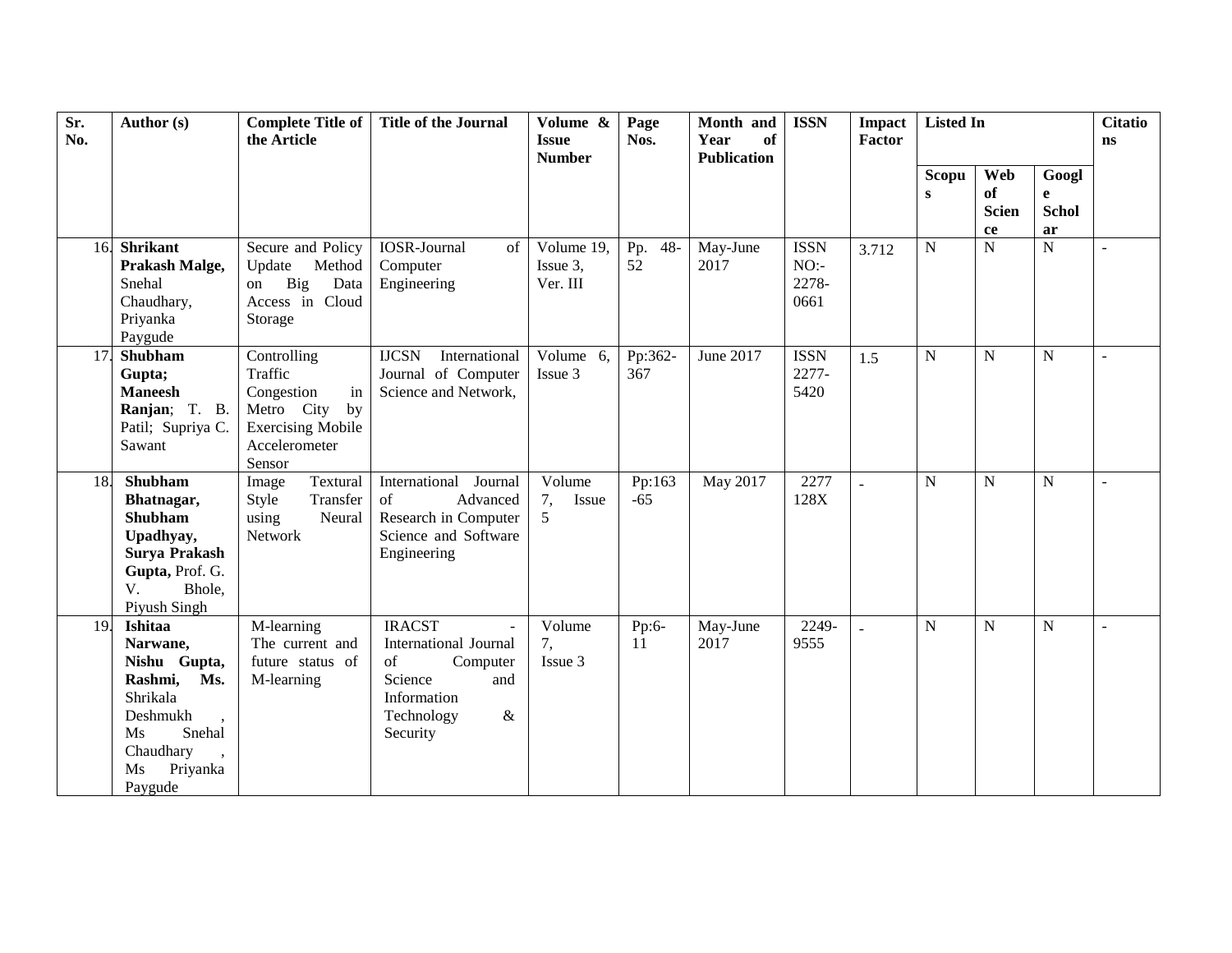| Sr. No. | Author (s) | Complete Title of the Article | Title of the Journal | Volume & Issue Number | Page Nos. | Month and Year of Publication | ISSN | Impact Factor | Listed In | | | Citations |
|---|---|---|---|---|---|---|---|---|---|---|---|---|
| | | | | | | | | | Scopus | Web of Science | Google Scholar | |
| 16. | **Shrikant Prakash Malge,** Snehal Chaudhary, Priyanka Paygude | Secure and Policy Update Method on Big Data Access in Cloud Storage | IOSR-Journal of Computer Engineering | Volume 19, Issue 3, Ver. III | Pp. 48-52 | May-June 2017 | ISSN NO:- 2278-0661 | 3.712 | N | N | N | - |
| 17. | **Shubham Gupta; Maneesh Ranjan**; T. B. Patil; Supriya C. Sawant | Controlling Traffic Congestion in Metro City by Exercising Mobile Accelerometer Sensor | IJCSN International Journal of Computer Science and Network, | Volume 6, Issue 3 | Pp:362-367 | June 2017 | ISSN 2277-5420 | 1.5 | N | N | N | - |
| 18. | **Shubham Bhatnagar, Shubham Upadhyay, Surya Prakash Gupta,** Prof. G. V. Bhole, Piyush Singh | Image Textural Style Transfer using Neural Network | International Journal of Advanced Research in Computer Science and Software Engineering | Volume 7, Issue 5 | Pp:163-65 | May 2017 | 2277 128X | - | N | N | N | - |
| 19. | **Ishitaa Narwane, Nishu Gupta, Rashmi, Ms.** Shrikala Deshmukh , Ms Snehal Chaudhary , Ms Priyanka Paygude | M-learning The current and future status of M-learning | IRACST - International Journal of Computer Science and Information Technology & Security | Volume 7, Issue 3 | Pp:6-11 | May-June 2017 | 2249-9555 | - | N | N | N | - |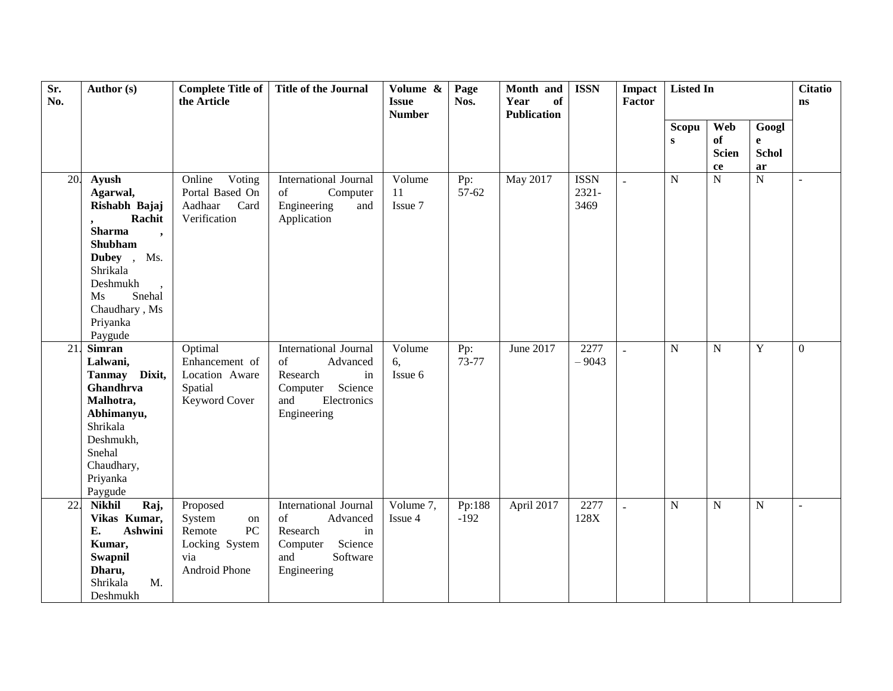| Sr. No. | Author (s) | Complete Title of the Article | Title of the Journal | Volume & Issue Number | Page Nos. | Month and Year of Publication | ISSN | Impact Factor | Listed In | | | Citations |
|---|---|---|---|---|---|---|---|---|---|---|---|---|
| | | | | | | | | | Scopus | Web of Science | Google Scholar | |
| 20. | **Ayush Agarwal, Rishabh Bajaj , Rachit Sharma , Shubham Dubey** , Ms. Shrikala Deshmukh , Ms Snehal Chaudhary , Ms Priyanka Paygude | Online Voting Portal Based On Aadhaar Card Verification | International Journal of Computer Engineering and Application | Volume 11 Issue 7 | Pp: 57-62 | May 2017 | ISSN 2321-3469 | - | N | N | N | - |
| 21. | **Simran Lalwani, Tanmay Dixit, Ghandhrva Malhotra, Abhimanyu,** Shrikala Deshmukh, Snehal Chaudhary, Priyanka Paygude | Optimal Enhancement of Location Aware Spatial Keyword Cover | International Journal of Advanced Research in Computer Science and Electronics Engineering | Volume 6, Issue 6 | Pp: 73-77 | June 2017 | 2277 – 9043 | - | N | N | Y | 0 |
| 22. | **Nikhil Raj, Vikas Kumar, E. Ashwini Kumar, Swapnil Dharu,** Shrikala M. Deshmukh | Proposed System on Remote PC Locking System via Android Phone | International Journal of Advanced Research in Computer Science and Software Engineering | Volume 7, Issue 4 | Pp:188 -192 | April 2017 | 2277 128X | - | N | N | N | - |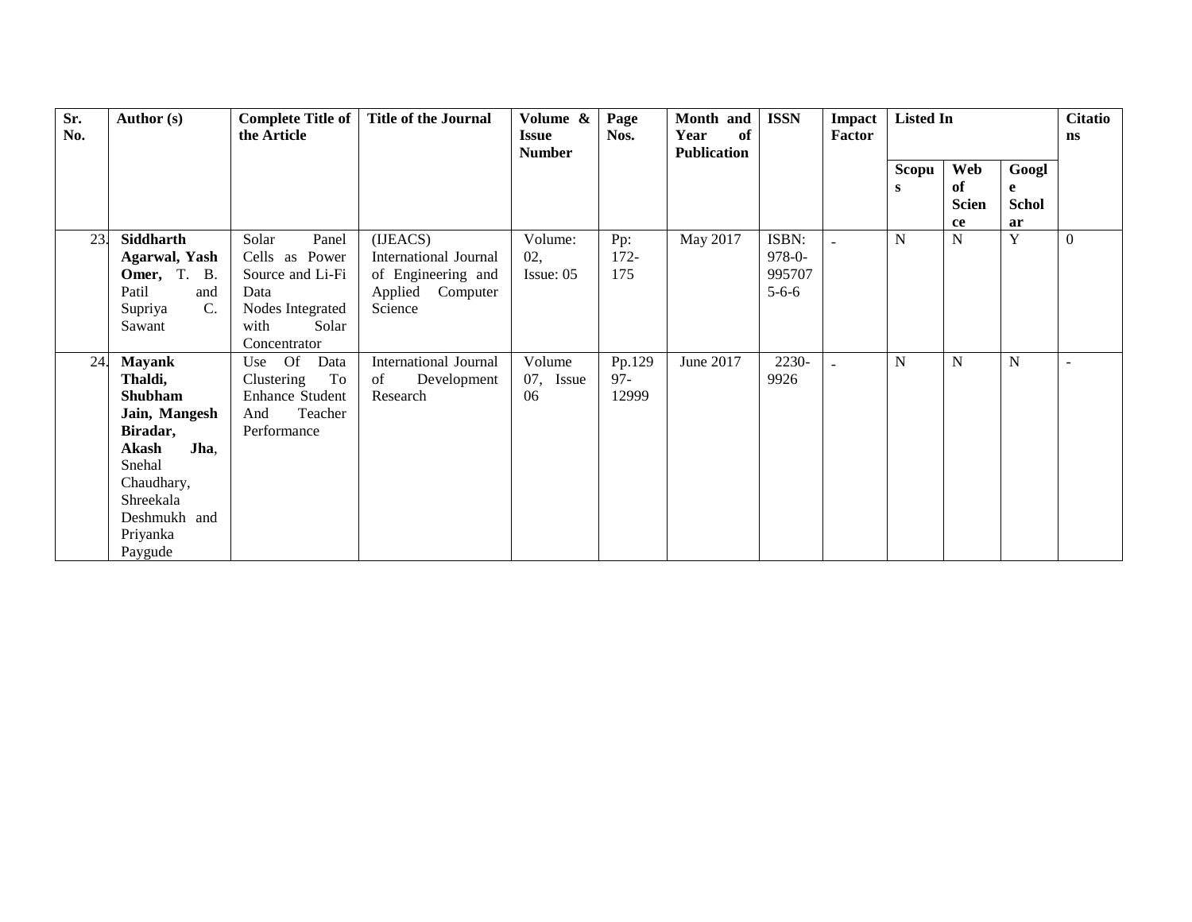| Sr. No. | Author (s) | Complete Title of the Article | Title of the Journal | Volume & Issue Number | Page Nos. | Month and Year of Publication | ISSN | Impact Factor | Listed In | | | Citations |
|---|---|---|---|---|---|---|---|---|---|---|---|---|
| | | | | | | | | | Scopus | Web of Science | Google Scholar | |
| 23. | **Siddharth Agarwal, Yash Omer,** T. B. Patil and Supriya C. Sawant | Solar Panel Cells as Power Source and Li-Fi Data Nodes Integrated with Solar Concentrator | (IJEACS) International Journal of Engineering and Applied Computer Science | Volume: 02, Issue: 05 | Pp: 172-175 | May 2017 | ISBN: 978-0-9957075-6-6 | - | N | N | Y | 0 |
| 24. | **Mayank Thaldi, Shubham Jain, Mangesh Biradar, Akash Jha**, Snehal Chaudhary, Shreekala Deshmukh and Priyanka Paygude | Use Of Data Clustering To Enhance Student And Teacher Performance | International Journal of Development Research | Volume 07, Issue 06 | Pp.12997-12999 | June 2017 | 2230-9926 | - | N | N | N | - |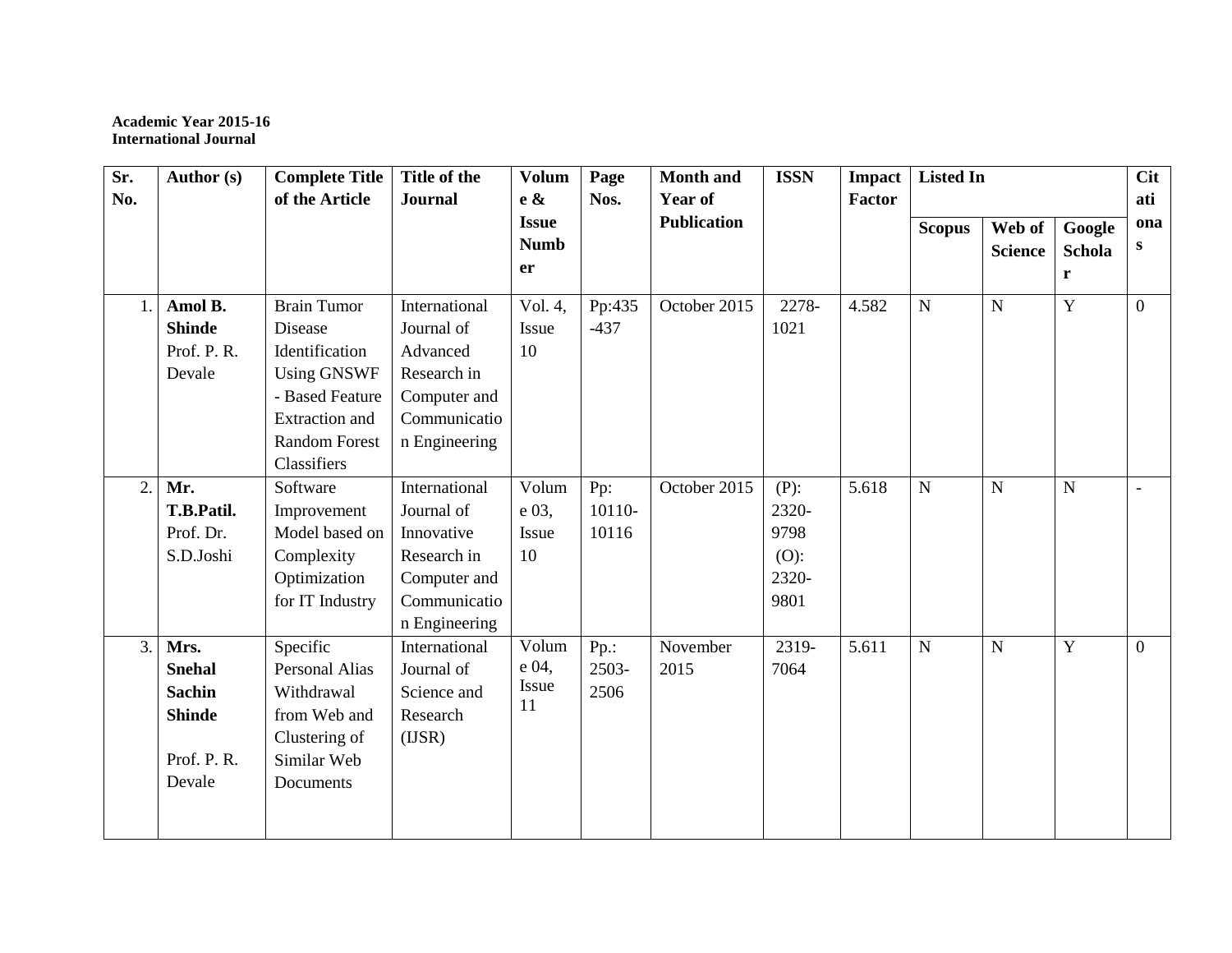**Academic Year 2015-16**
**International Journal**

| Sr. No. | Author (s) | Complete Title of the Article | Title of the Journal | Volume & Issue Number | Page Nos. | Month and Year of Publication | ISSN | Impact Factor | Listed In | | | Citationas |
|---|---|---|---|---|---|---|---|---|---|---|---|---|
| | | | | | | | | | Scopus | Web of Science | Google Scholar | |
| 1. | **Amol B. Shinde** Prof. P. R. Devale | Brain Tumor Disease Identification Using GNSWF - Based Feature Extraction and Random Forest Classifiers | International Journal of Advanced Research in Computer and Communication Engineering | Vol. 4, Issue 10 | Pp:435 -437 | October 2015 | 2278-1021 | 4.582 | N | N | Y | 0 |
| 2. | **Mr. T.B.Patil.** Prof. Dr. S.D.Joshi | Software Improvement Model based on Complexity Optimization for IT Industry | International Journal of Innovative Research in Computer and Communication Engineering | Volume 03, Issue 10 | Pp: 10110-10116 | October 2015 | (P): 2320-9798 (O): 2320-9801 | 5.618 | N | N | N | - |
| 3. | **Mrs. Snehal Sachin Shinde** Prof. P. R. Devale | Specific Personal Alias Withdrawal from Web and Clustering of Similar Web Documents | International Journal of Science and Research (IJSR) | Volume 04, Issue 11 | Pp.: 2503-2506 | November 2015 | 2319-7064 | 5.611 | N | N | Y | 0 |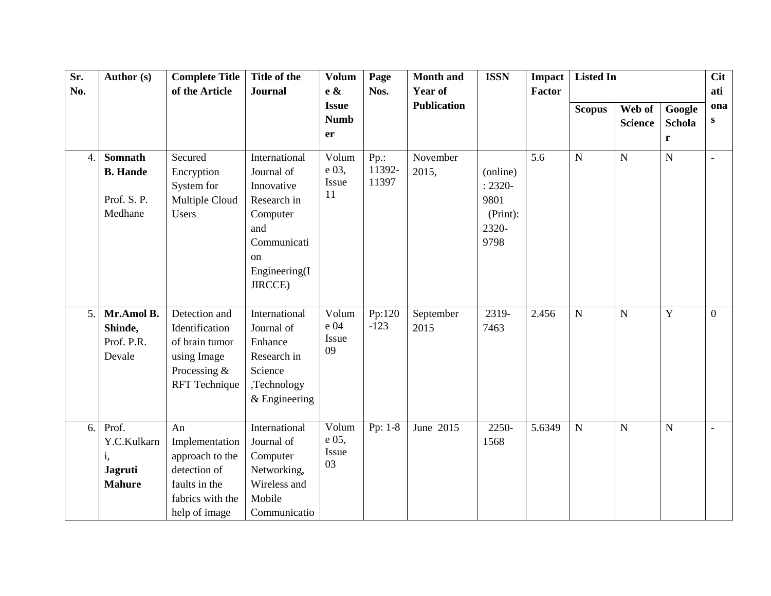| Sr. No. | Author (s) | Complete Title of the Article | Title of the Journal | Volume & Issue Number | Page Nos. | Month and Year of Publication | ISSN | Impact Factor | Listed In | | | Citationas |
|---|---|---|---|---|---|---|---|---|---|---|---|---|
| | | | | | | | | | Scopus | Web of Science | Google Scholar | |
| 4. | **Somnath B. Hande** Prof. S. P. Medhane | Secured Encryption System for Multiple Cloud Users | International Journal of Innovative Research in Computer and Communication Engineering(IJIRCCE) | Volume 03, Issue 11 | Pp.: 11392-11397 | November 2015, | (online) : 2320-9801 (Print): 2320-9798 | 5.6 | N | N | N | - |
| 5. | **Mr.Amol B. Shinde,** Prof. P.R. Devale | Detection and Identification of brain tumor using Image Processing & RFT Technique | International Journal of Enhance Research in Science ,Technology & Engineering | Volume 04 Issue 09 | Pp:120-123 | September 2015 | 2319-7463 | 2.456 | N | N | Y | 0 |
| 6. | Prof. Y.C.Kulkarni, **Jagruti Mahure** | An Implementation approach to the detection of faults in the fabrics with the help of image | International Journal of Computer Networking, Wireless and Mobile Communicatio | Volume 05, Issue 03 | Pp: 1-8 | June 2015 | 2250-1568 | 5.6349 | N | N | N | - |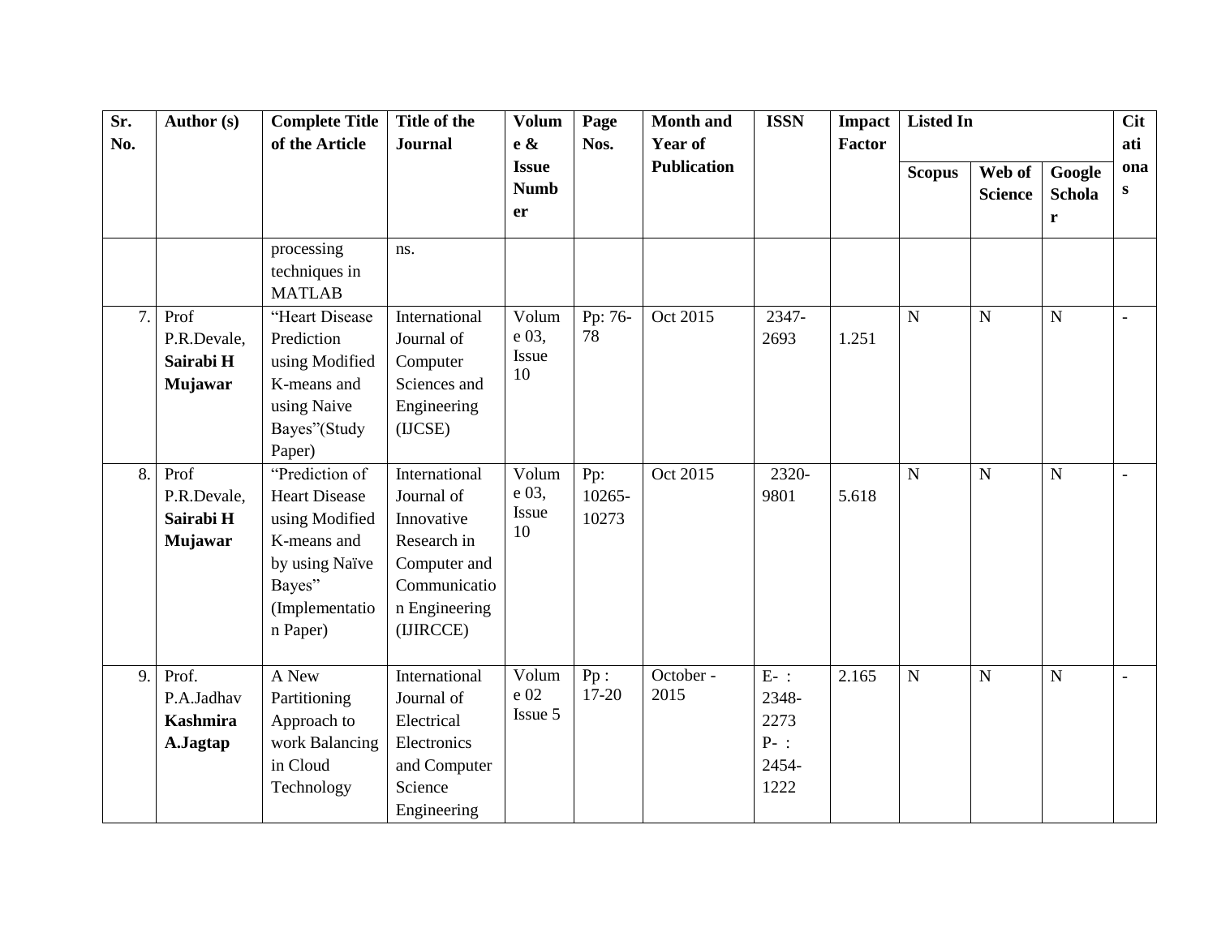| Sr. No. | Author (s) | Complete Title of the Article | Title of the Journal | Volume & Issue Number | Page Nos. | Month and Year of Publication | ISSN | Impact Factor | Listed In | | | Citationas |
|---|---|---|---|---|---|---|---|---|---|---|---|---|
| | | | | | | | | | Scopus | Web of Science | Google Scholar | |
| | | processing techniques in MATLAB | ns. | | | | | | | | | |
| 7. | Prof P.R.Devale, **Sairabi H Mujawar** | "Heart Disease Prediction using Modified K-means and using Naive Bayes"(Study Paper) | International Journal of Computer Sciences and Engineering (IJCSE) | Volume 03, Issue 10 | Pp: 76-78 | Oct 2015 | 2347-2693 | 1.251 | N | N | N | - |
| 8. | Prof P.R.Devale, **Sairabi H Mujawar** | "Prediction of Heart Disease using Modified K-means and by using Naïve Bayes" (Implementation Paper) | International Journal of Innovative Research in Computer and Communication Engineering (IJIRCCE) | Volume 03, Issue 10 | Pp: 10265-10273 | Oct 2015 | 2320-9801 | 5.618 | N | N | N | - |
| 9. | Prof. P.A.Jadhav **Kashmira A.Jagtap** | A New Partitioning Approach to work Balancing in Cloud Technology | International Journal of Electrical Electronics and Computer Science Engineering | Volume 02 Issue 5 | Pp : 17-20 | October - 2015 | E- : 2348-2273 P- : 2454-1222 | 2.165 | N | N | N | - |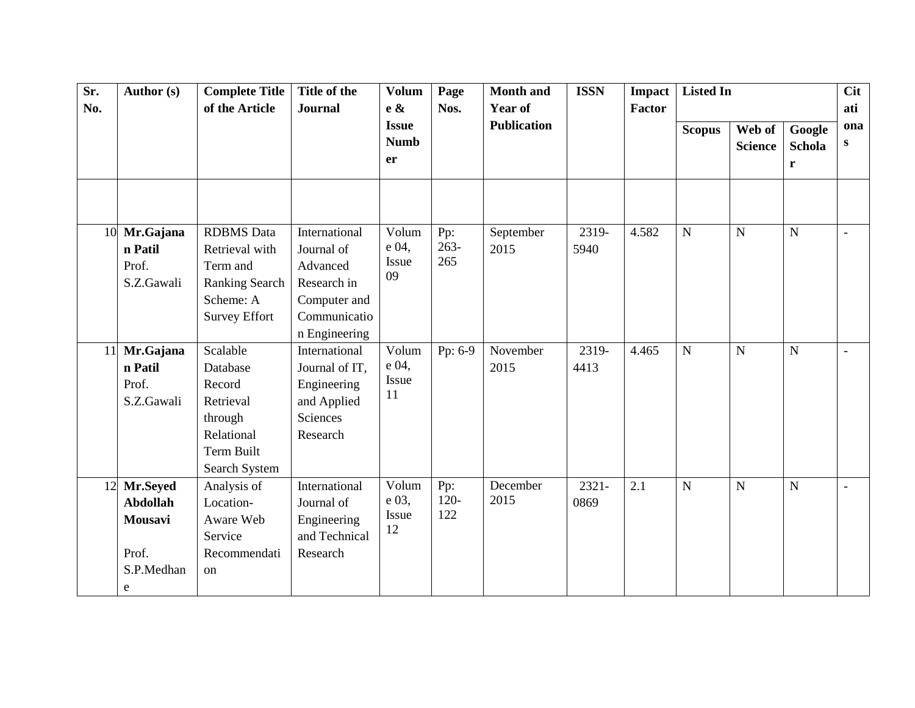| Sr. No. | Author (s) | Complete Title of the Article | Title of the Journal | Volume & Issue Number | Page Nos. | Month and Year of Publication | ISSN | Impact Factor | Listed In | | | Citationas |
|---|---|---|---|---|---|---|---|---|---|---|---|---|
| | | | | | | | | | Scopus | Web of Science | Google Scholar | |
| | | | | | | | | | | | | |
| 10 | **Mr.Gajanan Patil** Prof. S.Z.Gawali | RDBMS Data Retrieval with Term and Ranking Search Scheme: A Survey Effort | International Journal of Advanced Research in Computer and Communication Engineering | Volume 04, Issue 09 | Pp: 263-265 | September 2015 | 2319-5940 | 4.582 | N | N | N | - |
| 11 | **Mr.Gajanan Patil** Prof. S.Z.Gawali | Scalable Database Record Retrieval through Relational Term Built Search System | International Journal of IT, Engineering and Applied Sciences Research | Volume 04, Issue 11 | Pp: 6-9 | November 2015 | 2319-4413 | 4.465 | N | N | N | - |
| 12 | **Mr.Seyed Abdollah Mousavi** Prof. S.P.Medhane | Analysis of Location-Aware Web Service Recommendation | International Journal of Engineering and Technical Research | Volume 03, Issue 12 | Pp: 120-122 | December 2015 | 2321-0869 | 2.1 | N | N | N | - |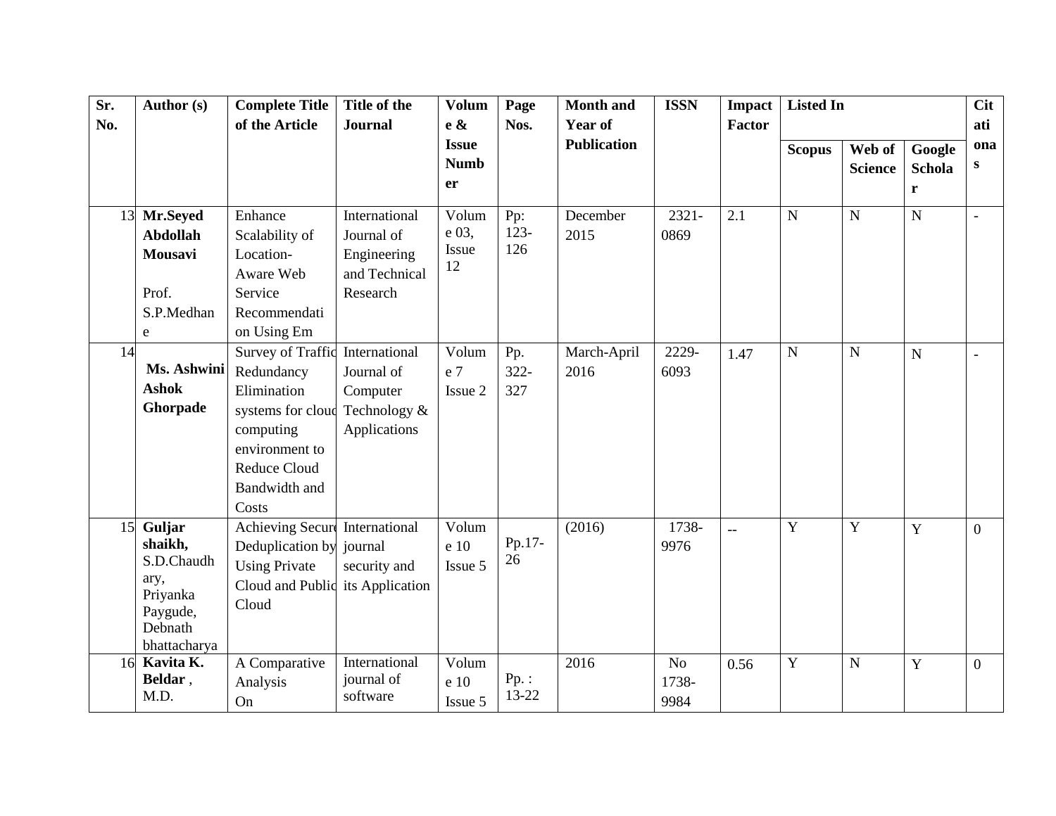| Sr. No. | Author (s) | Complete Title of the Article | Title of the Journal | Volume & Issue Number | Page Nos. | Month and Year of Publication | ISSN | Impact Factor | Listed In | | | Citationas |
|---|---|---|---|---|---|---|---|---|---|---|---|---|
| | | | | | | | | | Scopus | Web of Science | Google Scholar | |
| 13 | **Mr.Seyed Abdollah Mousavi** Prof. S.P.Medhane | Enhance Scalability of Location-Aware Web Service Recommendation Using Em | International Journal of Engineering and Technical Research | Volume 03, Issue 12 | Pp: 123-126 | December 2015 | 2321-0869 | 2.1 | N | N | N | - |
| 14 | **Ms. Ashwini Ashok Ghorpade** | Survey of Traffic Redundancy Elimination systems for cloud computing environment to Reduce Cloud Bandwidth and Costs | International Journal of Computer Technology & Applications | Volume 7 Issue 2 | Pp. 322-327 | March-April 2016 | 2229-6093 | 1.47 | N | N | N | - |
| 15 | **Guljar shaikh,** S.D.Chaudhary, Priyanka Paygude, Debnath bhattacharya | Achieving Secure Deduplication by Using Private Cloud and Public Cloud | International journal security and its Application | Volume 10 Issue 5 | Pp.17-26 | (2016) | 1738-9976 | -- | Y | Y | Y | 0 |
| 16 | **Kavita K. Beldar** , M.D. | A Comparative Analysis On | International journal of software | Volume 10 Issue 5 | Pp. : 13-22 | 2016 | No 1738-9984 | 0.56 | Y | N | Y | 0 |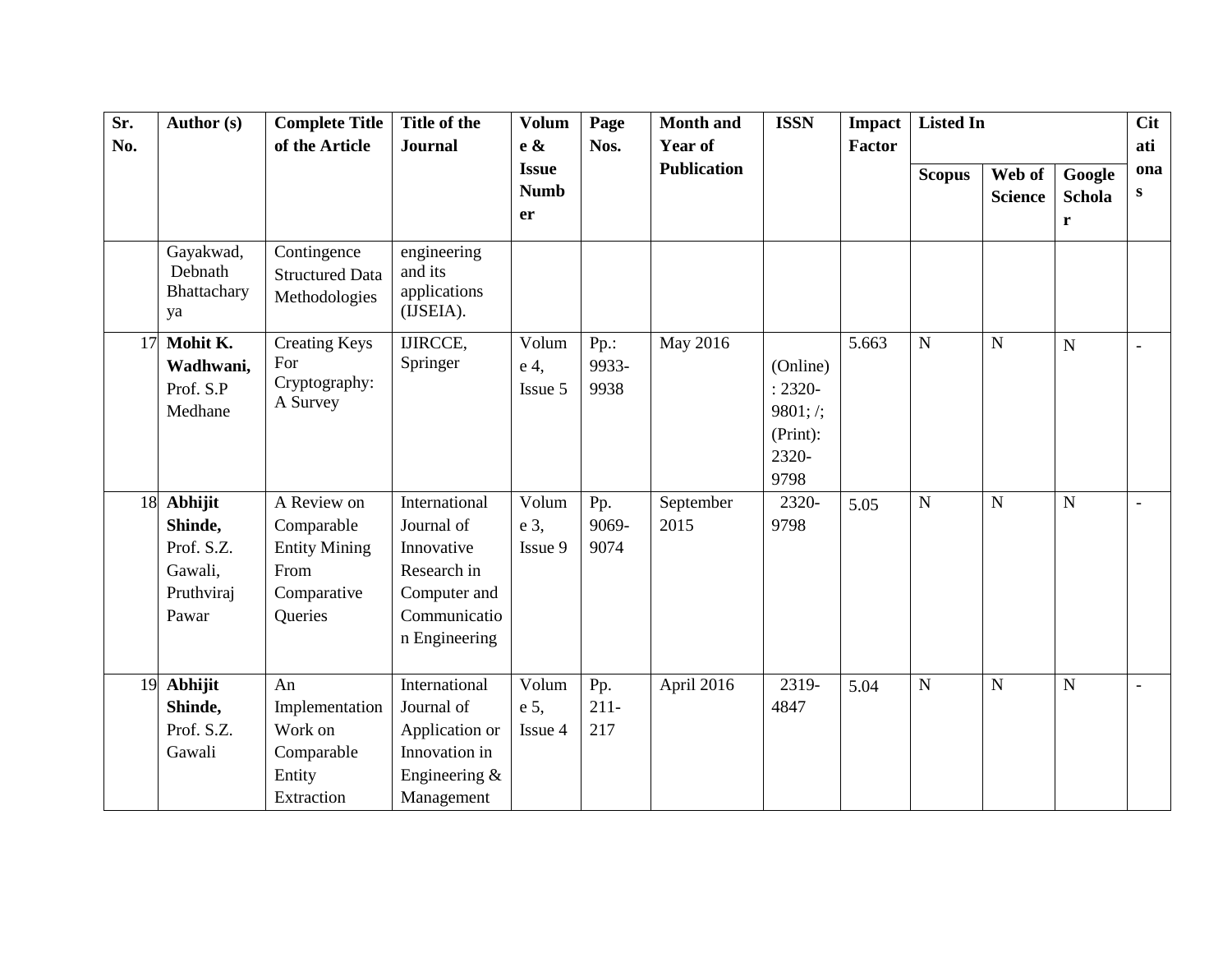| Sr. No. | Author (s) | Complete Title of the Article | Title of the Journal | Volume & Issue Number | Page Nos. | Month and Year of Publication | ISSN | Impact Factor | Listed In | | | Citationas |
|---|---|---|---|---|---|---|---|---|---|---|---|---|
| | | | | | | | | | Scopus | Web of Science | Google Scholar | |
| | Gayakwad, Debnath Bhattacharyya | Contingence Structured Data Methodologies | engineering and its applications (IJSEIA). | | | | | | | | | |
| 17 | **Mohit K. Wadhwani,** Prof. S.P Medhane | Creating Keys For Cryptography: A Survey | IJIRCCE, Springer | Volume 4, Issue 5 | Pp.: 9933-9938 | May 2016 | (Online): 2320-9801; /; (Print): 2320-9798 | 5.663 | N | N | N | - |
| 18 | **Abhijit Shinde,** Prof. S.Z. Gawali, Pruthviraj Pawar | A Review on Comparable Entity Mining From Comparative Queries | International Journal of Innovative Research in Computer and Communication Engineering | Volume 3, Issue 9 | Pp. 9069-9074 | September 2015 | 2320-9798 | 5.05 | N | N | N | - |
| 19 | **Abhijit Shinde,** Prof. S.Z. Gawali | An Implementation Work on Comparable Entity Extraction | International Journal of Application or Innovation in Engineering & Management | Volume 5, Issue 4 | Pp. 211-217 | April 2016 | 2319-4847 | 5.04 | N | N | N | - |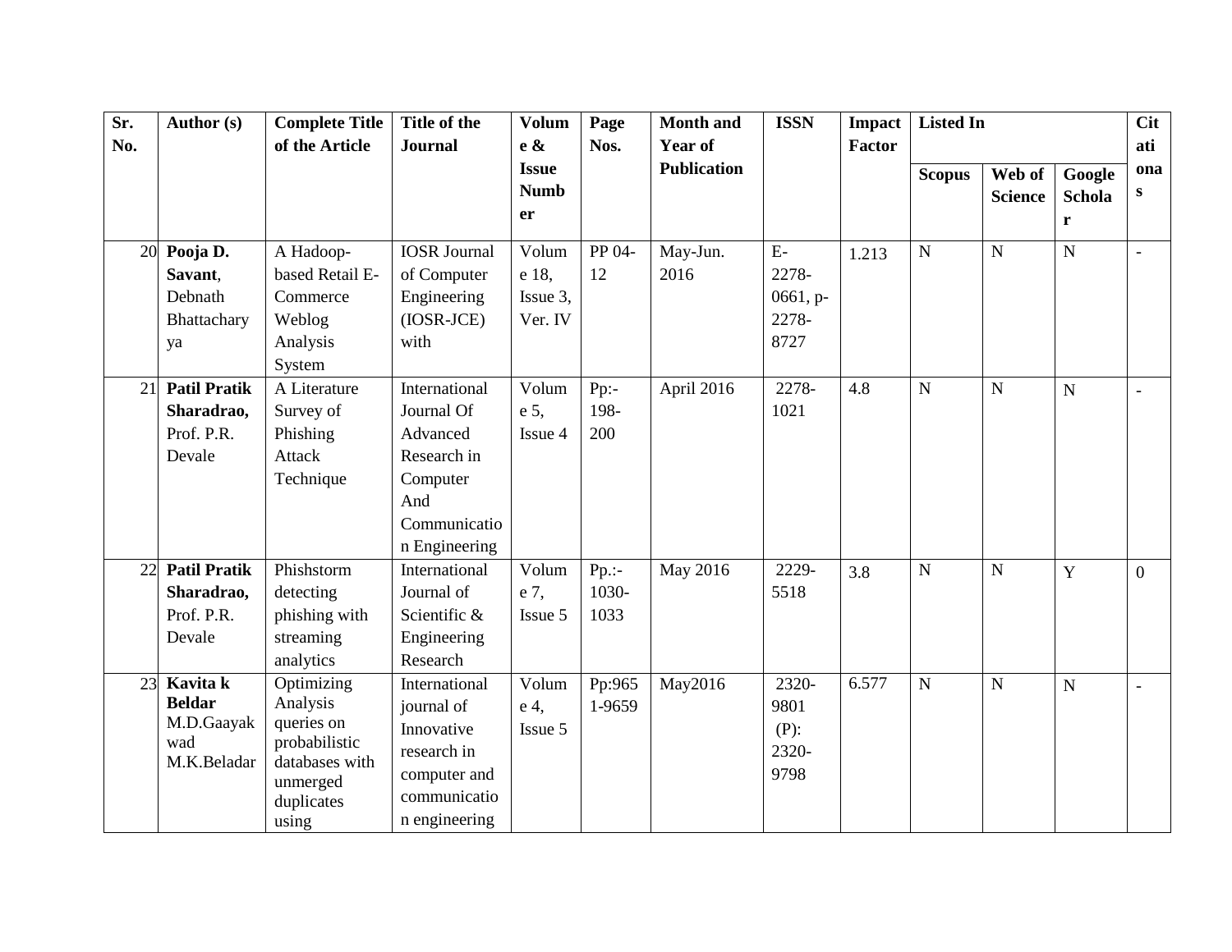| Sr. No. | Author (s) | Complete Title of the Article | Title of the Journal | Volume & Issue Number | Page Nos. | Month and Year of Publication | ISSN | Impact Factor | Listed In | | | Citationas |
|---|---|---|---|---|---|---|---|---|---|---|---|---|
| | | | | | | | | | Scopus | Web of Science | Google Scholar | |
| 20 | **Pooja D. Savant**, Debnath Bhattacharya | A Hadoop-based Retail E-Commerce Weblog Analysis System | IOSR Journal of Computer Engineering (IOSR-JCE) with | Volume 18, Issue 3, Ver. IV | PP 04-12 | May-Jun. 2016 | E-2278-0661, p-2278-8727 | 1.213 | N | N | N | - |
| 21 | **Patil Pratik Sharadrao,** Prof. P.R. Devale | A Literature Survey of Phishing Attack Technique | International Journal Of Advanced Research in Computer And Communication Engineering | Volume 5, Issue 4 | Pp:-198-200 | April 2016 | 2278-1021 | 4.8 | N | N | N | - |
| 22 | **Patil Pratik Sharadrao,** Prof. P.R. Devale | Phishstorm detecting phishing with streaming analytics | International Journal of Scientific & Engineering Research | Volume 7, Issue 5 | Pp.:-1030-1033 | May 2016 | 2229-5518 | 3.8 | N | N | Y | 0 |
| 23 | **Kavita k Beldar** M.D.Gaayakwad M.K.Beladar | Optimizing Analysis queries on probabilistic databases with unmerged duplicates using | International journal of Innovative research in computer and communication engineering | Volume 4, Issue 5 | Pp:9651-9659 | May2016 | 2320-9801 (P): 2320-9798 | 6.577 | N | N | N | - |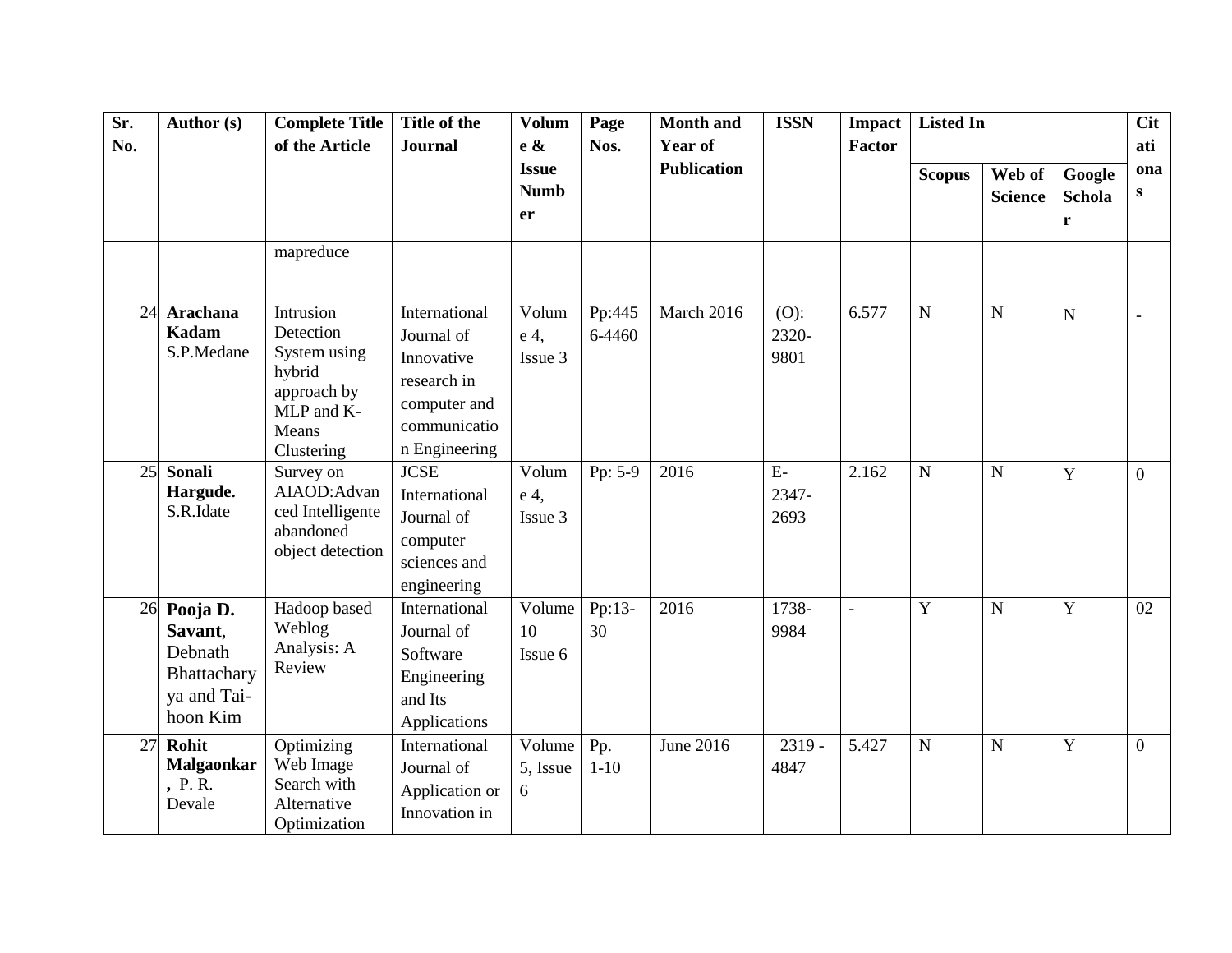| Sr. No. | Author (s) | Complete Title of the Article | Title of the Journal | Volume & Issue Number | Page Nos. | Month and Year of Publication | ISSN | Impact Factor | Listed In | | | Citations |
|---|---|---|---|---|---|---|---|---|---|---|---|---|
| | | | | | | | | | Scopus | Web of Science | Google Scholar | |
| | | mapreduce | | | | | | | | | | |
| 24 | **Arachana Kadam** S.P.Medane | Intrusion Detection System using hybrid approach by MLP and K-Means Clustering | International Journal of Innovative research in computer and communication Engineering | Volume 4, Issue 3 | Pp:4456-4460 | March 2016 | (O): 2320-9801 | 6.577 | N | N | N | - |
| 25 | **Sonali Hargude.** S.R.Idate | Survey on AIAOD:Advanced Intelligente abandoned object detection | JCSE International Journal of computer sciences and engineering | Volume 4, Issue 3 | Pp: 5-9 | 2016 | E-2347-2693 | 2.162 | N | N | Y | 0 |
| 26 | **Pooja D. Savant**, Debnath Bhattacharya and Tai-hoon Kim | Hadoop based Weblog Analysis: A Review | International Journal of Software Engineering and Its Applications | Volume 10 Issue 6 | Pp:13-30 | 2016 | 1738-9984 | - | Y | N | Y | 02 |
| 27 | **Rohit Malgaonkar**, P. R. Devale | Optimizing Web Image Search with Alternative Optimization | International Journal of Application or Innovation in | Volume 5, Issue 6 | Pp. 1-10 | June 2016 | 2319 - 4847 | 5.427 | N | N | Y | 0 |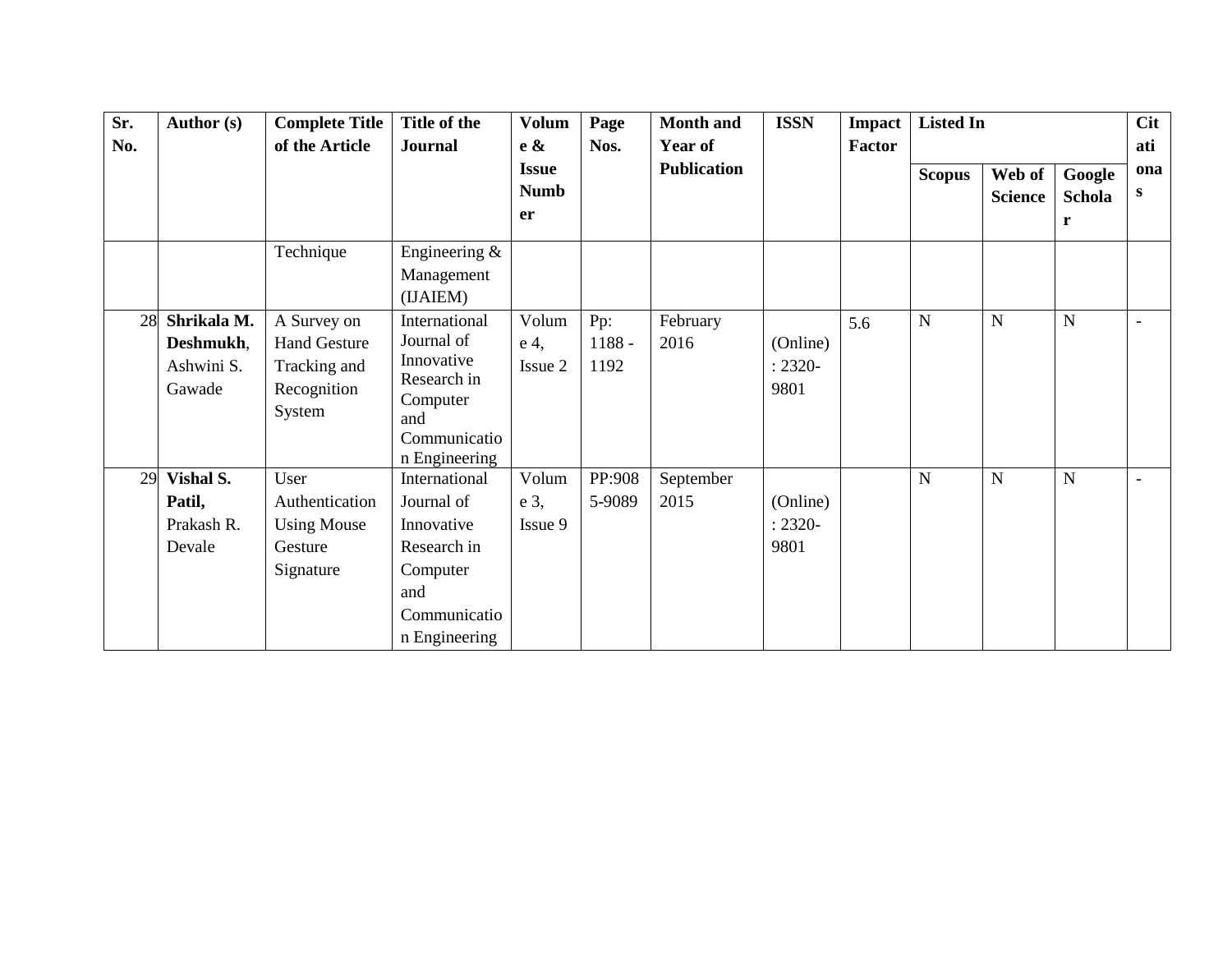| Sr. No. | Author (s) | Complete Title of the Article | Title of the Journal | Volume & Issue Number | Page Nos. | Month and Year of Publication | ISSN | Impact Factor | Listed In | | | Citationas |
|---|---|---|---|---|---|---|---|---|---|---|---|---|
| | | | | | | | | | Scopus | Web of Science | Google Scholar | |
| | | Technique | Engineering & Management (IJAIEM) | | | | | | | | | |
| 28 | **Shrikala M. Deshmukh**, Ashwini S. Gawade | A Survey on Hand Gesture Tracking and Recognition System | International Journal of Innovative Research in Computer and Communication Engineering | Volume 4, Issue 2 | Pp: 1188 - 1192 | February 2016 | (Online) : 2320-9801 | 5.6 | N | N | N | - |
| 29 | **Vishal S. Patil,** Prakash R. Devale | User Authentication Using Mouse Gesture Signature | International Journal of Innovative Research in Computer and Communication Engineering | Volume 3, Issue 9 | PP:9085-9089 | September 2015 | (Online) : 2320-9801 | | N | N | N | - |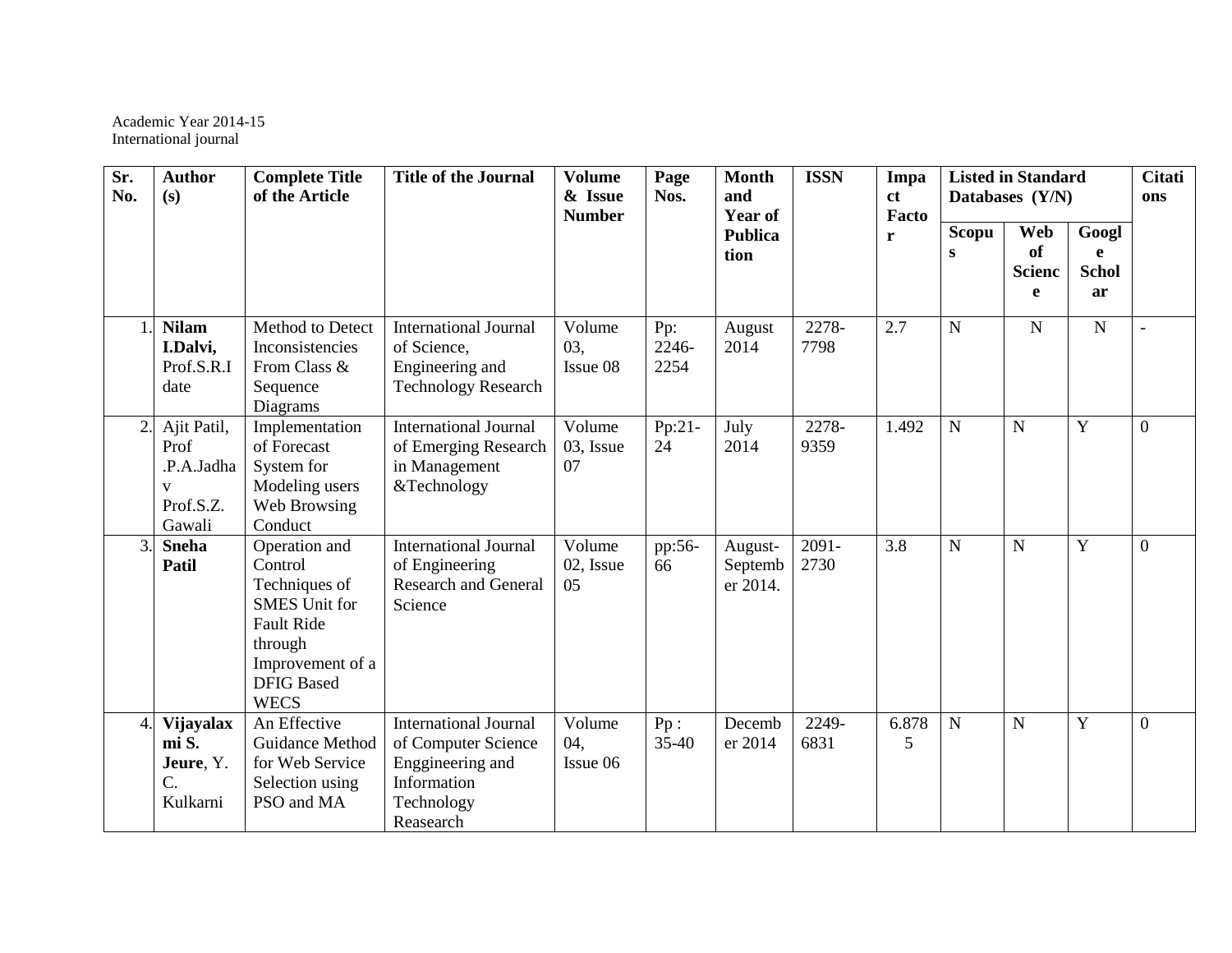Academic Year 2014-15
International journal

| Sr. No. | Author (s) | Complete Title of the Article | Title of the Journal | Volume & Issue Number | Page Nos. | Month and Year of Publication | ISSN | Impact Factor | Listed in Standard Databases (Y/N) | | | Citations |
|---|---|---|---|---|---|---|---|---|---|---|---|---|
| | | | | | | | | | Scopus | Web of Science | Google Scholar | |
| 1. | **Nilam I.Dalvi,** Prof.S.R.Idate | Method to Detect Inconsistencies From Class & Sequence Diagrams | International Journal of Science, Engineering and Technology Research | Volume 03, Issue 08 | Pp: 2246-2254 | August 2014 | 2278-7798 | 2.7 | N | N | N | - |
| 2. | Ajit Patil, Prof .P.A.Jadhav Prof.S.Z. Gawali | Implementation of Forecast System for Modeling users Web Browsing Conduct | International Journal of Emerging Research in Management &Technology | Volume 03, Issue 07 | Pp:21-24 | July 2014 | 2278-9359 | 1.492 | N | N | Y | 0 |
| 3. | **Sneha Patil** | Operation and Control Techniques of SMES Unit for Fault Ride through Improvement of a DFIG Based WECS | International Journal of Engineering Research and General Science | Volume 02, Issue 05 | pp:56-66 | August-September 2014. | 2091-2730 | 3.8 | N | N | Y | 0 |
| 4. | **Vijayalaxmi S. Jeure**, Y. C. Kulkarni | An Effective Guidance Method for Web Service Selection using PSO and MA | International Journal of Computer Science Enggineering and Information Technology Reasearch | Volume 04, Issue 06 | Pp : 35-40 | December 2014 | 2249-6831 | 6.8785 | N | N | Y | 0 |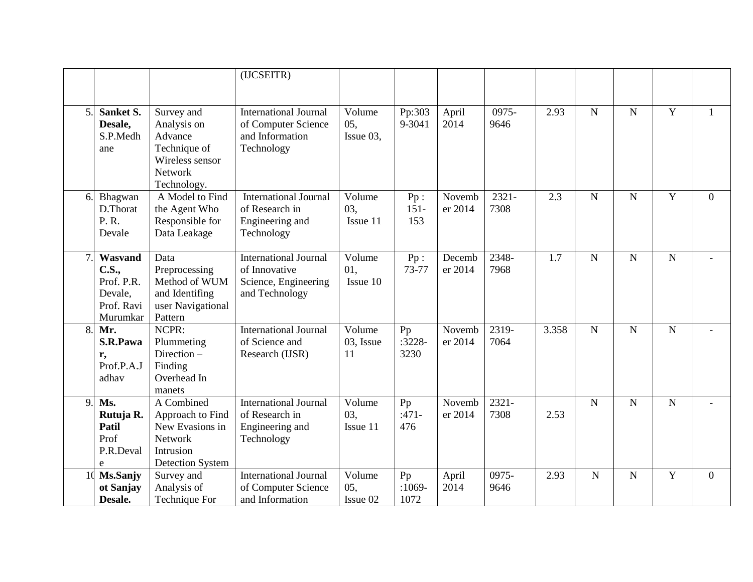| | | | (IJCSEITR) | | | | | | | | | |
|---|---|---|---|---|---|---|---|---|---|---|---|---|
| 5. | **Sanket S. Desale,** S.P.Medhane | Survey and Analysis on Advance Technique of Wireless sensor Network Technology. | International Journal of Computer Science and Information Technology | Volume 05, Issue 03, | Pp:3039-3041 | April 2014 | 0975-9646 | 2.93 | N | N | Y | 1 |
| 6. | Bhagwan D.Thorat P. R. Devale | A Model to Find the Agent Who Responsible for Data Leakage | International Journal of Research in Engineering and Technology | Volume 03, Issue 11 | Pp : 151-153 | November 2014 | 2321-7308 | 2.3 | N | N | Y | 0 |
| 7. | **Wasvand C.S.,** Prof. P.R. Devale, Prof. Ravi Murumkar | Data Preprocessing Method of WUM and Identifing user Navigational Pattern | International Journal of Innovative Science, Engineering and Technology | Volume 01, Issue 10 | Pp : 73-77 | December 2014 | 2348-7968 | 1.7 | N | N | N | - |
| 8. | **Mr. S.R.Pawar,** Prof.P.A.Jadhav | NCPR: Plummeting Direction – Finding Overhead In manets | International Journal of Science and Research (IJSR) | Volume 03, Issue 11 | Pp :3228-3230 | November 2014 | 2319-7064 | 3.358 | N | N | N | - |
| 9. | **Ms. Rutuja R. Patil** Prof P.R.Devale | A Combined Approach to Find New Evasions in Network Intrusion Detection System | International Journal of Research in Engineering and Technology | Volume 03, Issue 11 | Pp :471-476 | November 2014 | 2321-7308 | 2.53 | N | N | N | - |
| 10 | **Ms.Sanjyot Sanjay Desale.** | Survey and Analysis of Technique For | International Journal of Computer Science and Information | Volume 05, Issue 02 | Pp :1069-1072 | April 2014 | 0975-9646 | 2.93 | N | N | Y | 0 |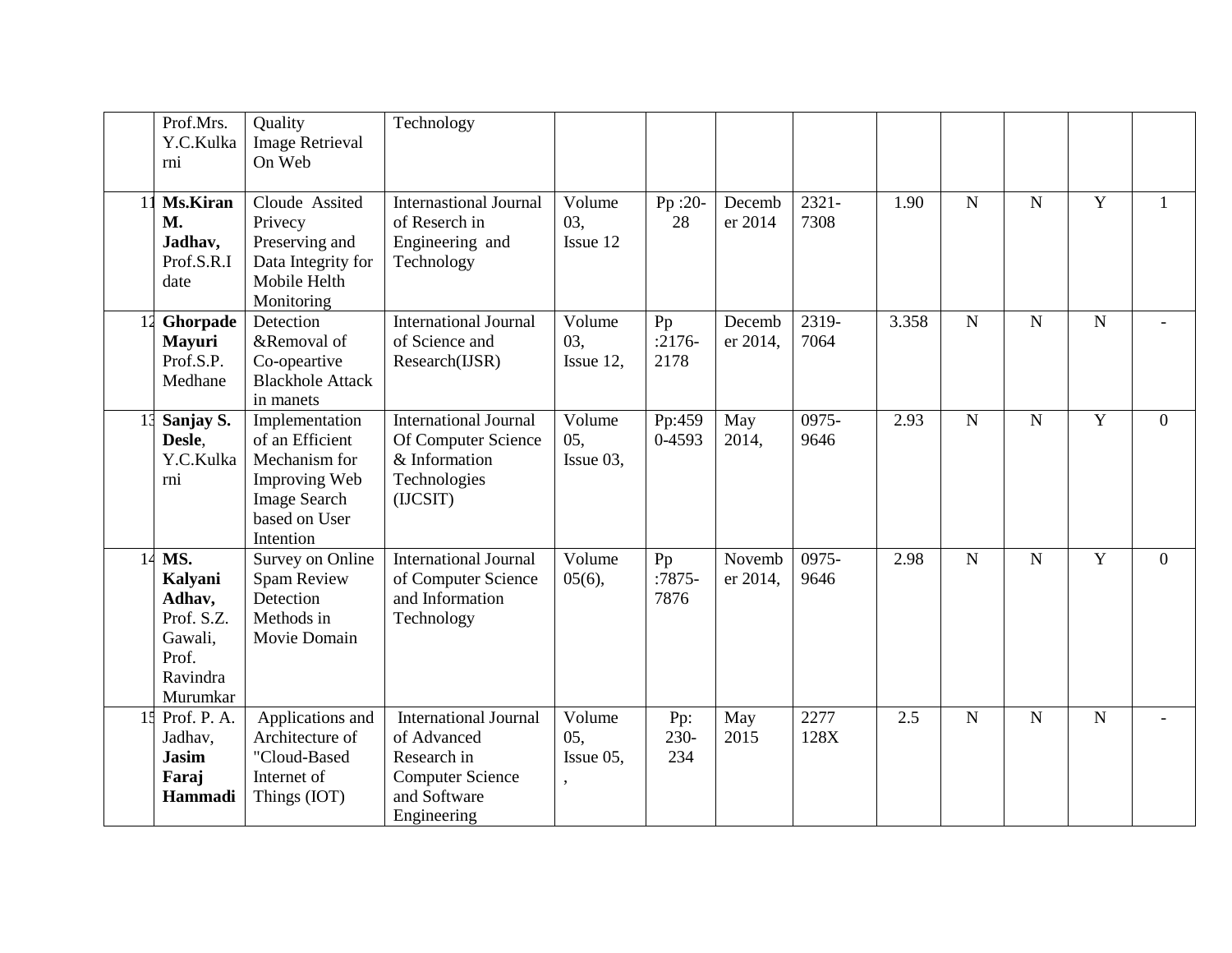| | | | | | | | | | | | | |
|---|---|---|---|---|---|---|---|---|---|---|---|---|
| | Prof.Mrs. Y.C.Kulkarni | Quality Image Retrieval On Web | Technology | | | | | | | | | |
| 11 | **Ms.Kiran M. Jadhav,** Prof.S.R.Idate | Cloude Assited Privecy Preserving and Data Integrity for Mobile Helth Monitoring | Internastional Journal of Reserch in Engineering and Technology | Volume 03, Issue 12 | Pp :20-28 | December 2014 | 2321-7308 | 1.90 | N | N | Y | 1 |
| 12 | **Ghorpade Mayuri** Prof.S.P. Medhane | Detection &Removal of Co-opeartive Blackhole Attack in manets | International Journal of Science and Research(IJSR) | Volume 03, Issue 12, | Pp :2176-2178 | December 2014, | 2319-7064 | 3.358 | N | N | N | - |
| 13 | **Sanjay S. Desle**, Y.C.Kulkarni | Implementation of an Efficient Mechanism for Improving Web Image Search based on User Intention | International Journal Of Computer Science & Information Technologies (IJCSIT) | Volume 05, Issue 03, | Pp:4590-4593 | May 2014, | 0975-9646 | 2.93 | N | N | Y | 0 |
| 14 | **MS. Kalyani Adhav,** Prof. S.Z. Gawali, Prof. Ravindra Murumkar | Survey on Online Spam Review Detection Methods in Movie Domain | International Journal of Computer Science and Information Technology | Volume 05(6), | Pp :7875-7876 | November 2014, | 0975-9646 | 2.98 | N | N | Y | 0 |
| 15 | Prof. P. A. Jadhav, **Jasim Faraj Hammadi** | Applications and Architecture of "Cloud-Based Internet of Things (IOT) | International Journal of Advanced Research in Computer Science and Software Engineering | Volume 05, Issue 05, , | Pp: 230-234 | May 2015 | 2277 128X | 2.5 | N | N | N | - |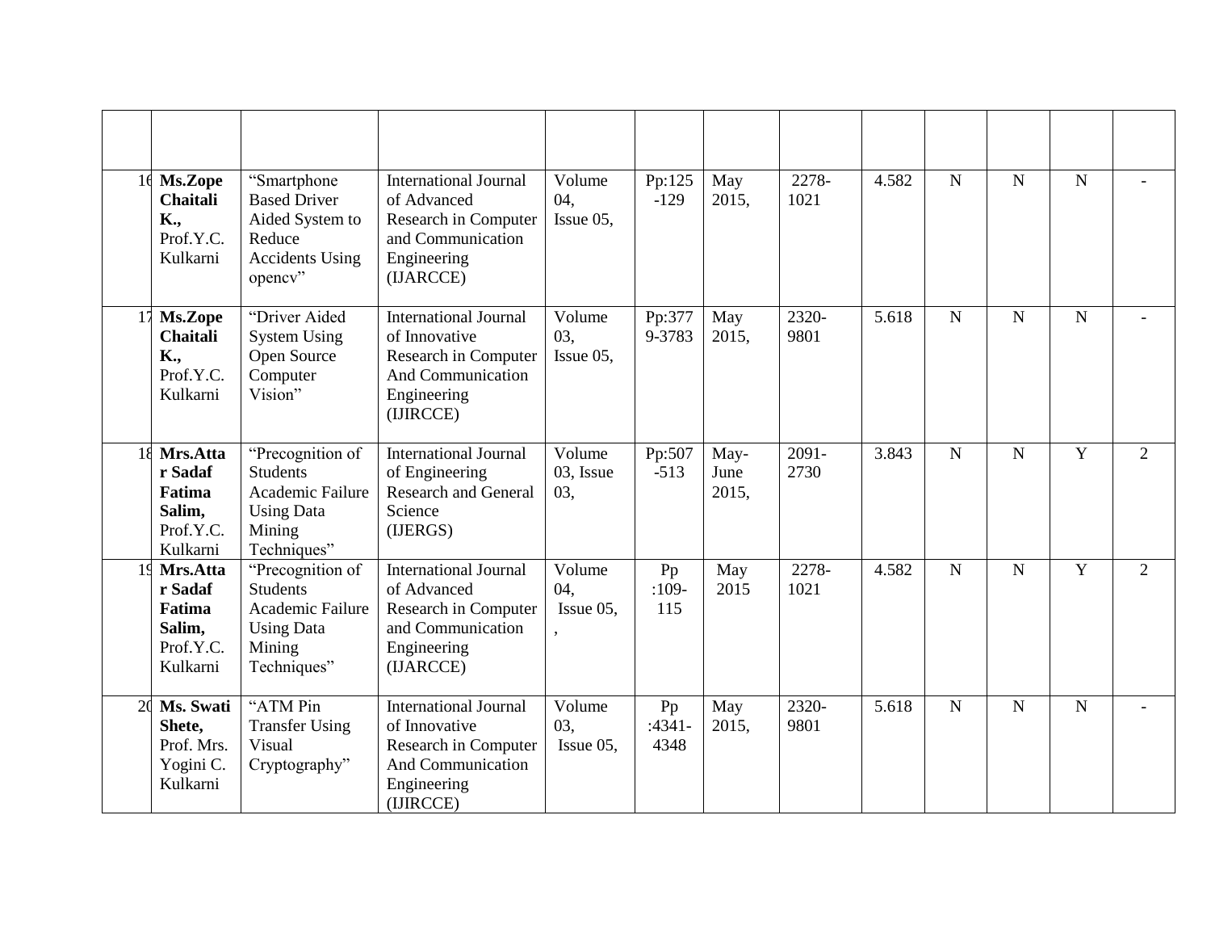| | | | | | | | | | | | | |
|---|---|---|---|---|---|---|---|---|---|---|---|---|
| | | | | | | | | | | | | |
| 16 | **Ms.Zope Chaitali K.,** Prof.Y.C. Kulkarni | "Smartphone Based Driver Aided System to Reduce Accidents Using opencv" | International Journal of Advanced Research in Computer and Communication Engineering (IJARCCE) | Volume 04, Issue 05, | Pp:125 -129 | May 2015, | 2278-1021 | 4.582 | N | N | N | - |
| 17 | **Ms.Zope Chaitali K.,** Prof.Y.C. Kulkarni | "Driver Aided System Using Open Source Computer Vision" | International Journal of Innovative Research in Computer And Communication Engineering (IJIRCCE) | Volume 03, Issue 05, | Pp:377 9-3783 | May 2015, | 2320-9801 | 5.618 | N | N | N | - |
| 18 | **Mrs.Attar Sadaf Fatima Salim,** Prof.Y.C. Kulkarni | "Precognition of Students Academic Failure Using Data Mining Techniques" | International Journal of Engineering Research and General Science (IJERGS) | Volume 03, Issue 03, | Pp:507 -513 | May-June 2015, | 2091-2730 | 3.843 | N | N | Y | 2 |
| 19 | **Mrs.Attar Sadaf Fatima Salim,** Prof.Y.C. Kulkarni | "Precognition of Students Academic Failure Using Data Mining Techniques" | International Journal of Advanced Research in Computer and Communication Engineering (IJARCCE) | Volume 04, Issue 05, , | Pp :109-115 | May 2015 | 2278-1021 | 4.582 | N | N | Y | 2 |
| 20 | **Ms. Swati Shete,** Prof. Mrs. Yogini C. Kulkarni | "ATM Pin Transfer Using Visual Cryptography" | International Journal of Innovative Research in Computer And Communication Engineering (IJIRCCE) | Volume 03, Issue 05, | Pp :4341-4348 | May 2015, | 2320-9801 | 5.618 | N | N | N | - |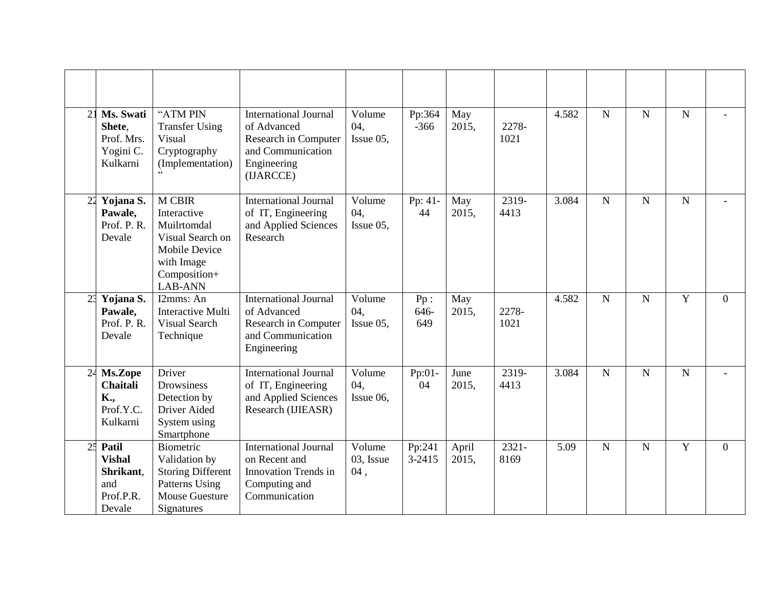| | | | | | | | | | | | | |
|---|---|---|---|---|---|---|---|---|---|---|---|---|
| 21 | **Ms. Swati Shete**, Prof. Mrs. Yogini C. Kulkarni | "ATM PIN Transfer Using Visual Cryptography (Implementation)" | International Journal of Advanced Research in Computer and Communication Engineering (IJARCCE) | Volume 04, Issue 05, | Pp:364-366 | May 2015, | 2278-1021 | 4.582 | N | N | N | - |
| 22 | **Yojana S. Pawale,** Prof. P. R. Devale | M CBIR Interactive Muilrtomdal Visual Search on Mobile Device with Image Composition+ LAB-ANN | International Journal of IT, Engineering and Applied Sciences Research | Volume 04, Issue 05, | Pp: 41-44 | May 2015, | 2319-4413 | 3.084 | N | N | N | - |
| 23 | **Yojana S. Pawale,** Prof. P. R. Devale | I2mms: An Interactive Multi Visual Search Technique | International Journal of Advanced Research in Computer and Communication Engineering | Volume 04, Issue 05, | Pp : 646-649 | May 2015, | 2278-1021 | 4.582 | N | N | Y | 0 |
| 24 | **Ms.Zope Chaitali K.,** Prof.Y.C. Kulkarni | Driver Drowsiness Detection by Driver Aided System using Smartphone | International Journal of IT, Engineering and Applied Sciences Research (IJIEASR) | Volume 04, Issue 06, | Pp:01-04 | June 2015, | 2319-4413 | 3.084 | N | N | N | - |
| 25 | **Patil Vishal Shrikant**, and Prof.P.R. Devale | Biometric Validation by Storing Different Patterns Using Mouse Guesture Signatures | International Journal on Recent and Innovation Trends in Computing and Communication | Volume 03, Issue 04 , | Pp:2413-2415 | April 2015, | 2321-8169 | 5.09 | N | N | Y | 0 |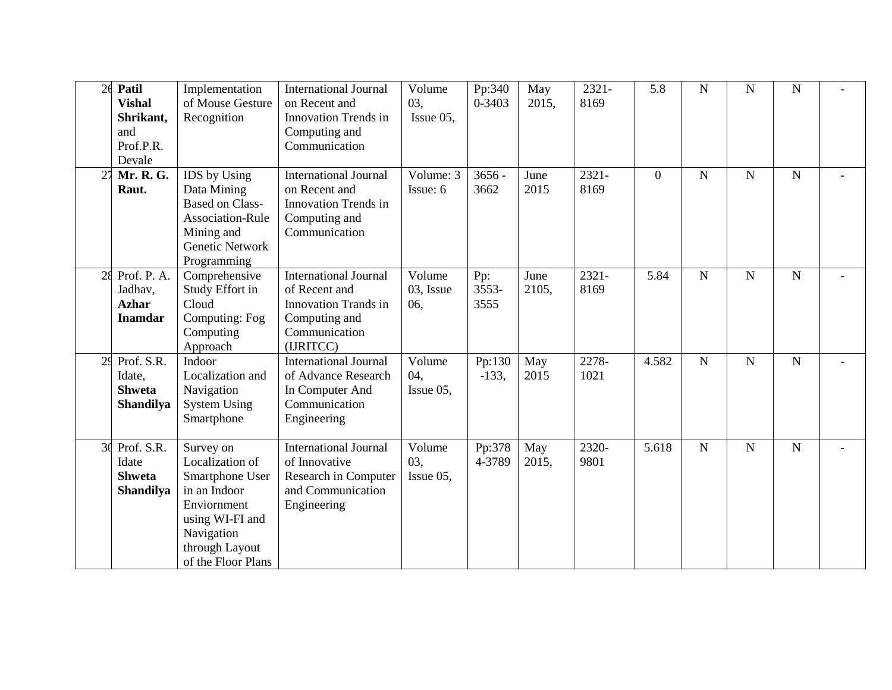| 26 | **Patil Vishal Shrikant,** and Prof.P.R. Devale | Implementation of Mouse Gesture Recognition | International Journal on Recent and Innovation Trends in Computing and Communication | Volume 03, Issue 05, | Pp:3400-3403 | May 2015, | 2321-8169 | 5.8 | N | N | N | - |
|---|---|---|---|---|---|---|---|---|---|---|---|---|
| 27 | **Mr. R. G. Raut.** | IDS by Using Data Mining Based on Class-Association-Rule Mining and Genetic Network Programming | International Journal on Recent and Innovation Trends in Computing and Communication | Volume: 3 Issue: 6 | 3656 - 3662 | June 2015 | 2321-8169 | 0 | N | N | N | - |
| 28 | Prof. P. A. Jadhav, **Azhar Inamdar** | Comprehensive Study Effort in Cloud Computing: Fog Computing Approach | International Journal of Recent and Innovation Trands in Computing and Communication (IJRITCC) | Volume 03, Issue 06, | Pp: 3553-3555 | June 2105, | 2321-8169 | 5.84 | N | N | N | - |
| 29 | Prof. S.R. Idate, **Shweta Shandilya** | Indoor Localization and Navigation System Using Smartphone | International Journal of Advance Research In Computer And Communication Engineering | Volume 04, Issue 05, | Pp:130-133, | May 2015 | 2278-1021 | 4.582 | N | N | N | - |
| 30 | Prof. S.R. Idate **Shweta Shandilya** | Survey on Localization of Smartphone User in an Indoor Enviornment using WI-FI and Navigation through Layout of the Floor Plans | International Journal of Innovative Research in Computer and Communication Engineering | Volume 03, Issue 05, | Pp:3784-3789 | May 2015, | 2320-9801 | 5.618 | N | N | N | - |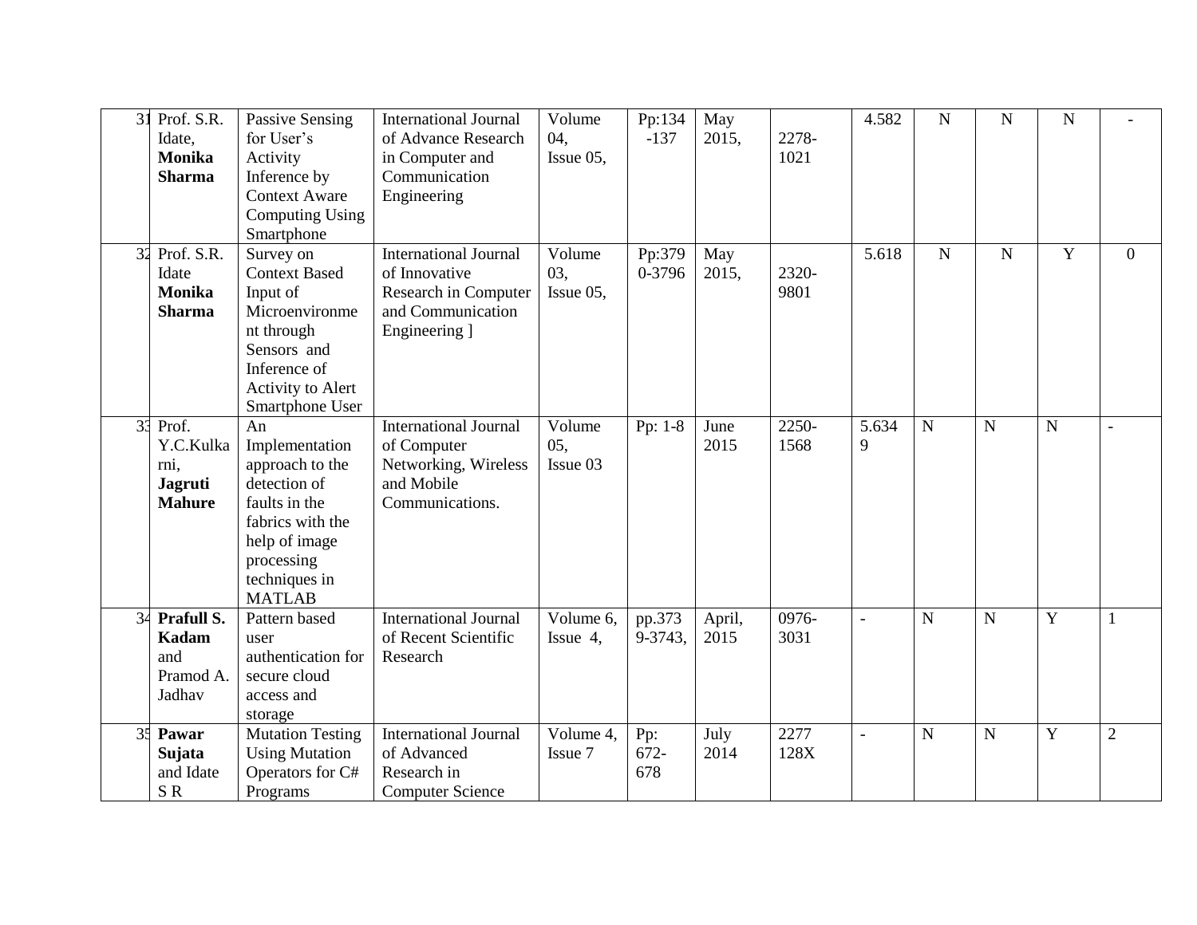| 31 | Prof. S.R. Idate, **Monika Sharma** | Passive Sensing for User's Activity Inference by Context Aware Computing Using Smartphone | International Journal of Advance Research in Computer and Communication Engineering | Volume 04, Issue 05, | Pp:134 -137 | May 2015, | 2278-1021 | 4.582 | N | N | N | - |
|---|---|---|---|---|---|---|---|---|---|---|---|---|
| 32 | Prof. S.R. Idate **Monika Sharma** | Survey on Context Based Input of Microenvironment through Sensors and Inference of Activity to Alert Smartphone User | International Journal of Innovative Research in Computer and Communication Engineering ] | Volume 03, Issue 05, | Pp:379 0-3796 | May 2015, | 2320-9801 | 5.618 | N | N | Y | 0 |
| 33 | Prof. Y.C.Kulkarni, **Jagruti Mahure** | An Implementation approach to the detection of faults in the fabrics with the help of image processing techniques in MATLAB | International Journal of Computer Networking, Wireless and Mobile Communications. | Volume 05, Issue 03 | Pp: 1-8 | June 2015 | 2250-1568 | 5.6349 | N | N | N | - |
| 34 | **Prafull S. Kadam** and Pramod A. Jadhav | Pattern based user authentication for secure cloud access and storage | International Journal of Recent Scientific Research | Volume 6, Issue 4, | pp.3739-3743, | April, 2015 | 0976-3031 | - | N | N | Y | 1 |
| 35 | **Pawar Sujata** and Idate S R | Mutation Testing Using Mutation Operators for C# Programs | International Journal of Advanced Research in Computer Science | Volume 4, Issue 7 | Pp: 672-678 | July 2014 | 2277 128X | - | N | N | Y | 2 |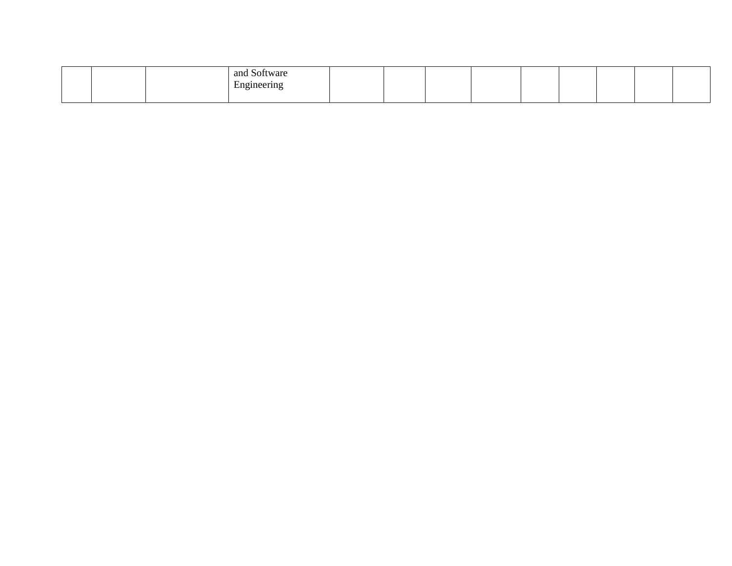| | | | | | | | | | | | | |
|---|---|---|---|---|---|---|---|---|---|---|---|---|
| | | | and Software Engineering | | | | | | | | | |